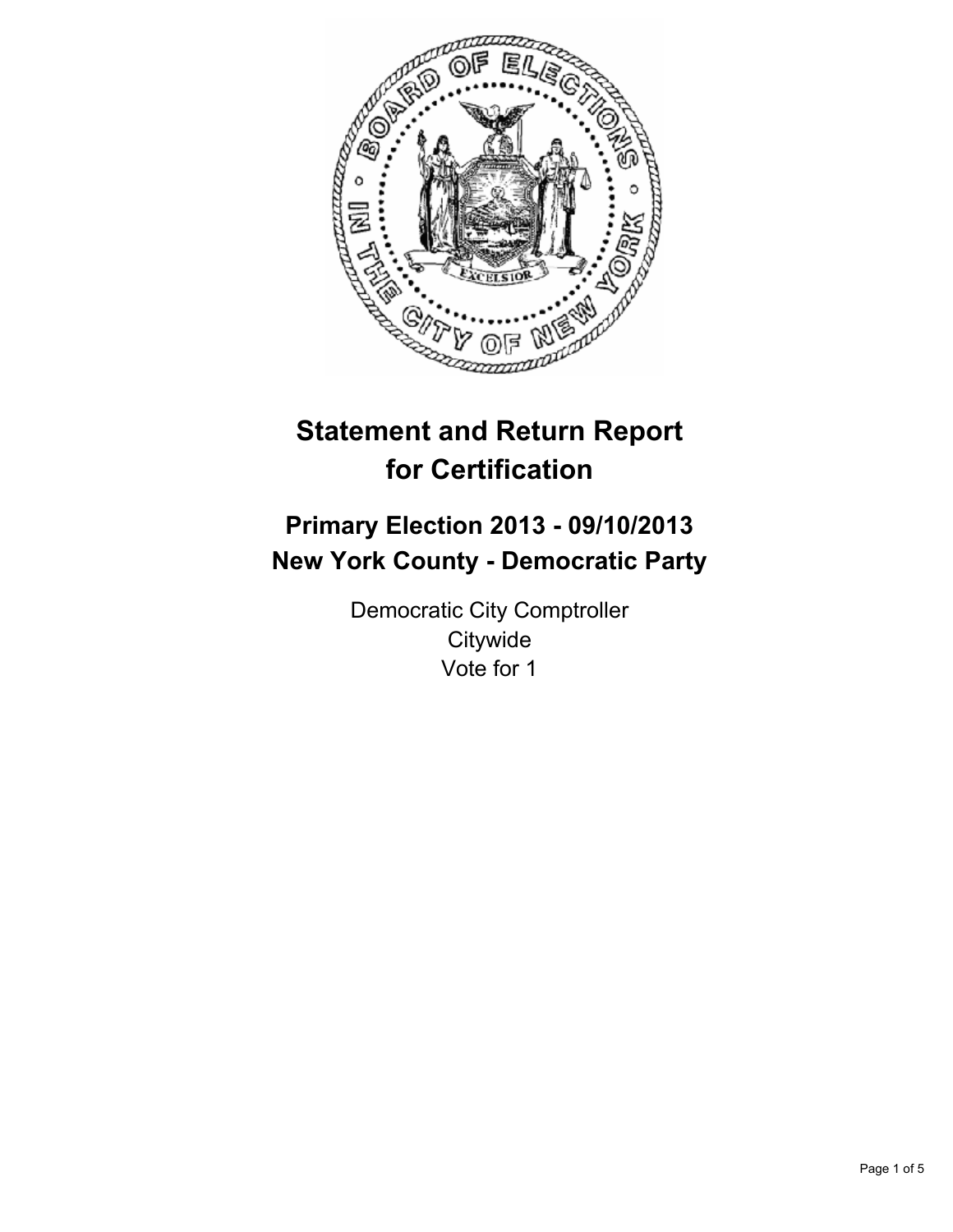# Statement and Return Report for Certification

## Primary Election 2013 - 09/10/2013
## New York County - Democratic Party

Democratic City Comptroller
Citywide
Vote for 1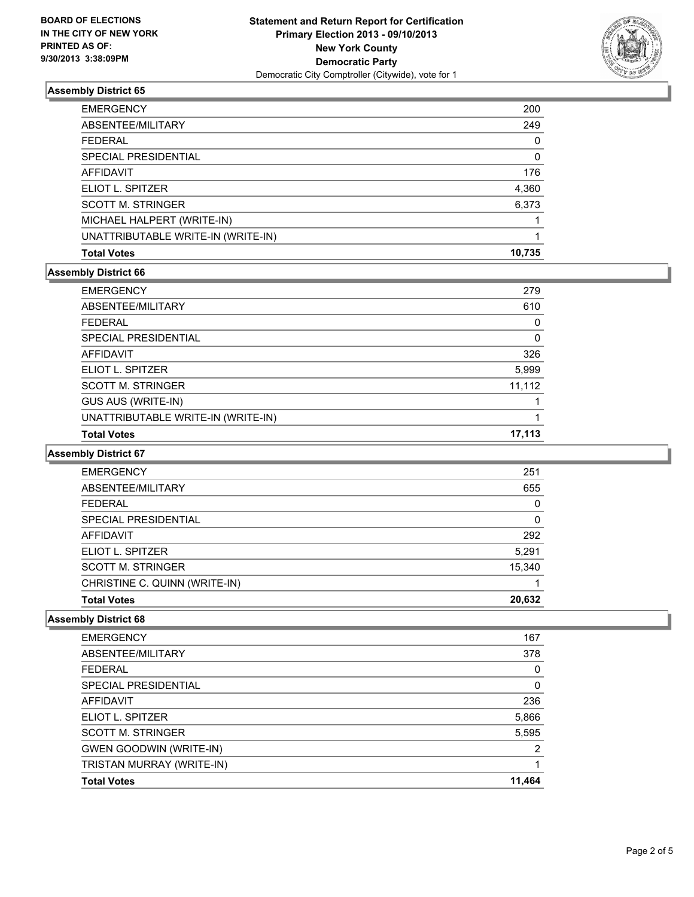BOARD OF ELECTIONS
IN THE CITY OF NEW YORK
PRINTED AS OF:
9/30/2013 3:38:09PM

**Statement and Return Report for Certification**
**Primary Election 2013 - 09/10/2013**
**New York County**
**Democratic Party**
Democratic City Comptroller (Citywide), vote for 1

### Assembly District 65

| | |
|---|---|
| EMERGENCY | 200 |
| ABSENTEE/MILITARY | 249 |
| FEDERAL | 0 |
| SPECIAL PRESIDENTIAL | 0 |
| AFFIDAVIT | 176 |
| ELIOT L. SPITZER | 4,360 |
| SCOTT M. STRINGER | 6,373 |
| MICHAEL HALPERT (WRITE-IN) | 1 |
| UNATTRIBUTABLE WRITE-IN (WRITE-IN) | 1 |
| **Total Votes** | **10,735** |

### Assembly District 66

| | |
|---|---|
| EMERGENCY | 279 |
| ABSENTEE/MILITARY | 610 |
| FEDERAL | 0 |
| SPECIAL PRESIDENTIAL | 0 |
| AFFIDAVIT | 326 |
| ELIOT L. SPITZER | 5,999 |
| SCOTT M. STRINGER | 11,112 |
| GUS AUS (WRITE-IN) | 1 |
| UNATTRIBUTABLE WRITE-IN (WRITE-IN) | 1 |
| **Total Votes** | **17,113** |

### Assembly District 67

| | |
|---|---|
| EMERGENCY | 251 |
| ABSENTEE/MILITARY | 655 |
| FEDERAL | 0 |
| SPECIAL PRESIDENTIAL | 0 |
| AFFIDAVIT | 292 |
| ELIOT L. SPITZER | 5,291 |
| SCOTT M. STRINGER | 15,340 |
| CHRISTINE C. QUINN (WRITE-IN) | 1 |
| **Total Votes** | **20,632** |

### Assembly District 68

| | |
|---|---|
| EMERGENCY | 167 |
| ABSENTEE/MILITARY | 378 |
| FEDERAL | 0 |
| SPECIAL PRESIDENTIAL | 0 |
| AFFIDAVIT | 236 |
| ELIOT L. SPITZER | 5,866 |
| SCOTT M. STRINGER | 5,595 |
| GWEN GOODWIN (WRITE-IN) | 2 |
| TRISTAN MURRAY (WRITE-IN) | 1 |
| **Total Votes** | **11,464** |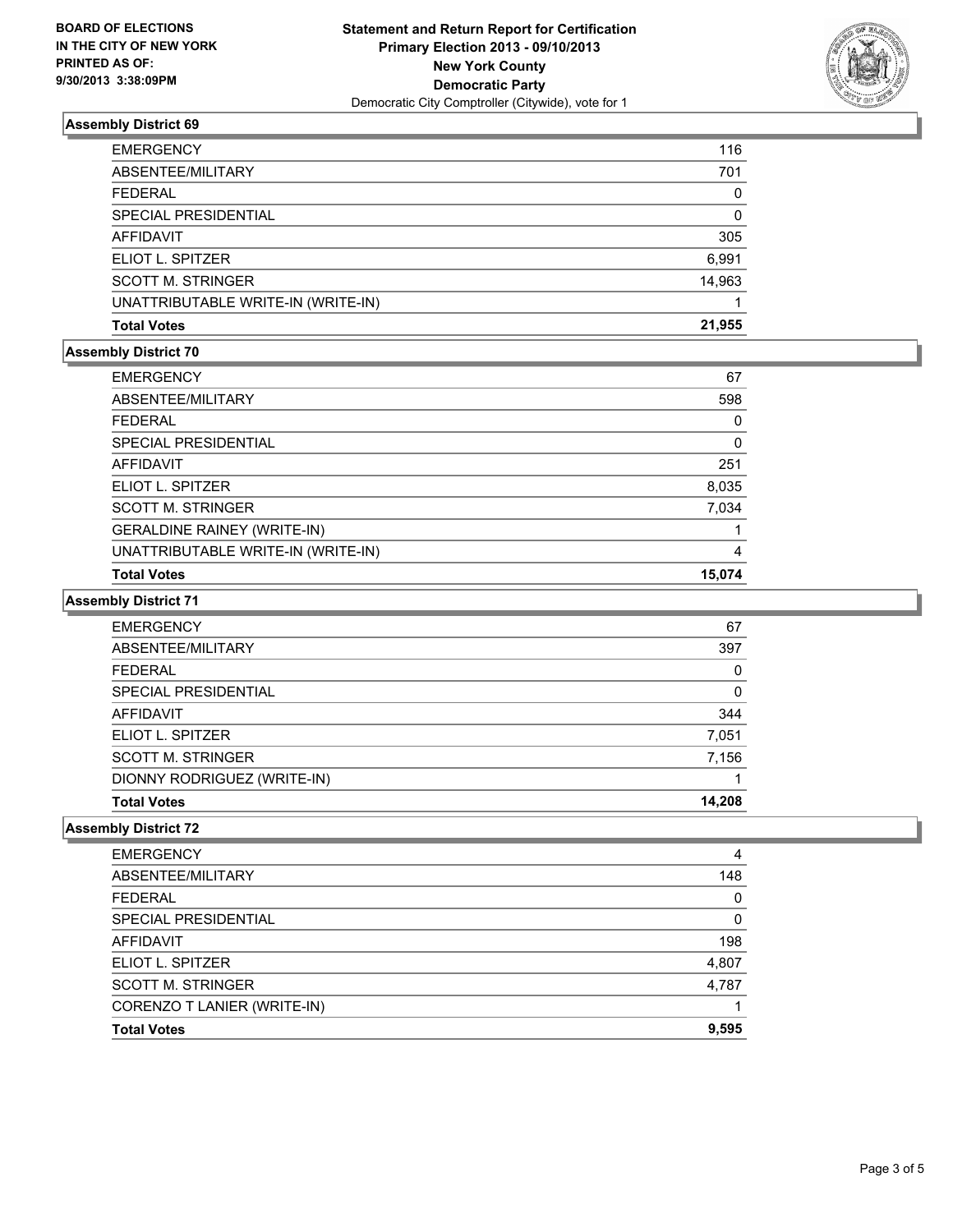**BOARD OF ELECTIONS IN THE CITY OF NEW YORK PRINTED AS OF: 9/30/2013 3:38:09PM**

**Statement and Return Report for Certification Primary Election 2013 - 09/10/2013 New York County Democratic Party**
Democratic City Comptroller (Citywide), vote for 1

### Assembly District 69

| | |
|---|---|
| EMERGENCY | 116 |
| ABSENTEE/MILITARY | 701 |
| FEDERAL | 0 |
| SPECIAL PRESIDENTIAL | 0 |
| AFFIDAVIT | 305 |
| ELIOT L. SPITZER | 6,991 |
| SCOTT M. STRINGER | 14,963 |
| UNATTRIBUTABLE WRITE-IN (WRITE-IN) | 1 |
| **Total Votes** | **21,955** |

### Assembly District 70

| | |
|---|---|
| EMERGENCY | 67 |
| ABSENTEE/MILITARY | 598 |
| FEDERAL | 0 |
| SPECIAL PRESIDENTIAL | 0 |
| AFFIDAVIT | 251 |
| ELIOT L. SPITZER | 8,035 |
| SCOTT M. STRINGER | 7,034 |
| GERALDINE RAINEY (WRITE-IN) | 1 |
| UNATTRIBUTABLE WRITE-IN (WRITE-IN) | 4 |
| **Total Votes** | **15,074** |

### Assembly District 71

| | |
|---|---|
| EMERGENCY | 67 |
| ABSENTEE/MILITARY | 397 |
| FEDERAL | 0 |
| SPECIAL PRESIDENTIAL | 0 |
| AFFIDAVIT | 344 |
| ELIOT L. SPITZER | 7,051 |
| SCOTT M. STRINGER | 7,156 |
| DIONNY RODRIGUEZ (WRITE-IN) | 1 |
| **Total Votes** | **14,208** |

### Assembly District 72

| | |
|---|---|
| EMERGENCY | 4 |
| ABSENTEE/MILITARY | 148 |
| FEDERAL | 0 |
| SPECIAL PRESIDENTIAL | 0 |
| AFFIDAVIT | 198 |
| ELIOT L. SPITZER | 4,807 |
| SCOTT M. STRINGER | 4,787 |
| CORENZO T LANIER (WRITE-IN) | 1 |
| **Total Votes** | **9,595** |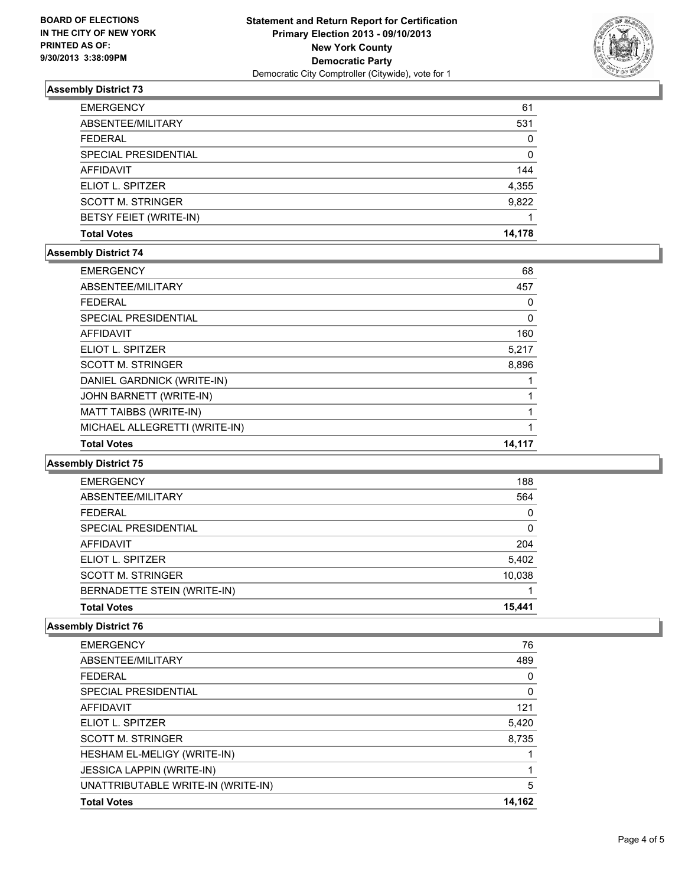**BOARD OF ELECTIONS IN THE CITY OF NEW YORK PRINTED AS OF: 9/30/2013 3:38:09PM**

**Statement and Return Report for Certification Primary Election 2013 - 09/10/2013 New York County Democratic Party**

Democratic City Comptroller (Citywide), vote for 1

### Assembly District 73

| | |
|---|---|
| EMERGENCY | 61 |
| ABSENTEE/MILITARY | 531 |
| FEDERAL | 0 |
| SPECIAL PRESIDENTIAL | 0 |
| AFFIDAVIT | 144 |
| ELIOT L. SPITZER | 4,355 |
| SCOTT M. STRINGER | 9,822 |
| BETSY FEIET (WRITE-IN) | 1 |
| **Total Votes** | **14,178** |

### Assembly District 74

| | |
|---|---|
| EMERGENCY | 68 |
| ABSENTEE/MILITARY | 457 |
| FEDERAL | 0 |
| SPECIAL PRESIDENTIAL | 0 |
| AFFIDAVIT | 160 |
| ELIOT L. SPITZER | 5,217 |
| SCOTT M. STRINGER | 8,896 |
| DANIEL GARDNICK (WRITE-IN) | 1 |
| JOHN BARNETT (WRITE-IN) | 1 |
| MATT TAIBBS (WRITE-IN) | 1 |
| MICHAEL ALLEGRETTI (WRITE-IN) | 1 |
| **Total Votes** | **14,117** |

### Assembly District 75

| | |
|---|---|
| EMERGENCY | 188 |
| ABSENTEE/MILITARY | 564 |
| FEDERAL | 0 |
| SPECIAL PRESIDENTIAL | 0 |
| AFFIDAVIT | 204 |
| ELIOT L. SPITZER | 5,402 |
| SCOTT M. STRINGER | 10,038 |
| BERNADETTE STEIN (WRITE-IN) | 1 |
| **Total Votes** | **15,441** |

### Assembly District 76

| | |
|---|---|
| EMERGENCY | 76 |
| ABSENTEE/MILITARY | 489 |
| FEDERAL | 0 |
| SPECIAL PRESIDENTIAL | 0 |
| AFFIDAVIT | 121 |
| ELIOT L. SPITZER | 5,420 |
| SCOTT M. STRINGER | 8,735 |
| HESHAM EL-MELIGY (WRITE-IN) | 1 |
| JESSICA LAPPIN (WRITE-IN) | 1 |
| UNATTRIBUTABLE WRITE-IN (WRITE-IN) | 5 |
| **Total Votes** | **14,162** |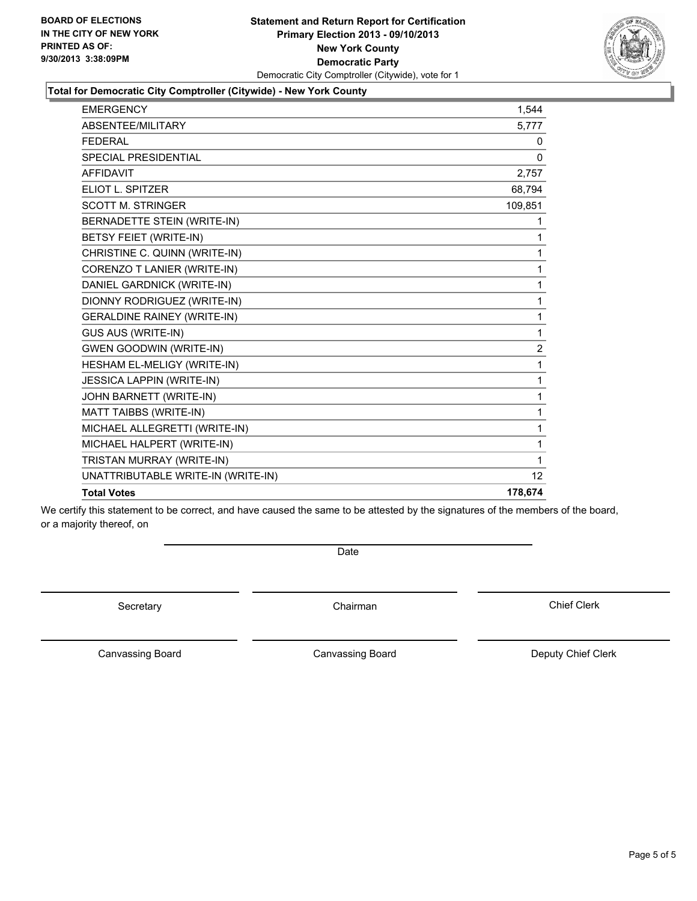**BOARD OF ELECTIONS IN THE CITY OF NEW YORK PRINTED AS OF: 9/30/2013 3:38:09PM**

**Statement and Return Report for Certification**
**Primary Election 2013 - 09/10/2013**
**New York County**
**Democratic Party**
Democratic City Comptroller (Citywide), vote for 1

### Total for Democratic City Comptroller (Citywide) - New York County

| | |
|---|---|
| EMERGENCY | 1,544 |
| ABSENTEE/MILITARY | 5,777 |
| FEDERAL | 0 |
| SPECIAL PRESIDENTIAL | 0 |
| AFFIDAVIT | 2,757 |
| ELIOT L. SPITZER | 68,794 |
| SCOTT M. STRINGER | 109,851 |
| BERNADETTE STEIN (WRITE-IN) | 1 |
| BETSY FEIET (WRITE-IN) | 1 |
| CHRISTINE C. QUINN (WRITE-IN) | 1 |
| CORENZO T LANIER (WRITE-IN) | 1 |
| DANIEL GARDNICK (WRITE-IN) | 1 |
| DIONNY RODRIGUEZ (WRITE-IN) | 1 |
| GERALDINE RAINEY (WRITE-IN) | 1 |
| GUS AUS (WRITE-IN) | 1 |
| GWEN GOODWIN (WRITE-IN) | 2 |
| HESHAM EL-MELIGY (WRITE-IN) | 1 |
| JESSICA LAPPIN (WRITE-IN) | 1 |
| JOHN BARNETT (WRITE-IN) | 1 |
| MATT TAIBBS (WRITE-IN) | 1 |
| MICHAEL ALLEGRETTI (WRITE-IN) | 1 |
| MICHAEL HALPERT (WRITE-IN) | 1 |
| TRISTAN MURRAY (WRITE-IN) | 1 |
| UNATTRIBUTABLE WRITE-IN (WRITE-IN) | 12 |
| **Total Votes** | **178,674** |

We certify this statement to be correct, and have caused the same to be attested by the signatures of the members of the board, or a majority thereof, on

Date

Secretary | Chairman | Chief Clerk

Canvassing Board | Canvassing Board | Deputy Chief Clerk